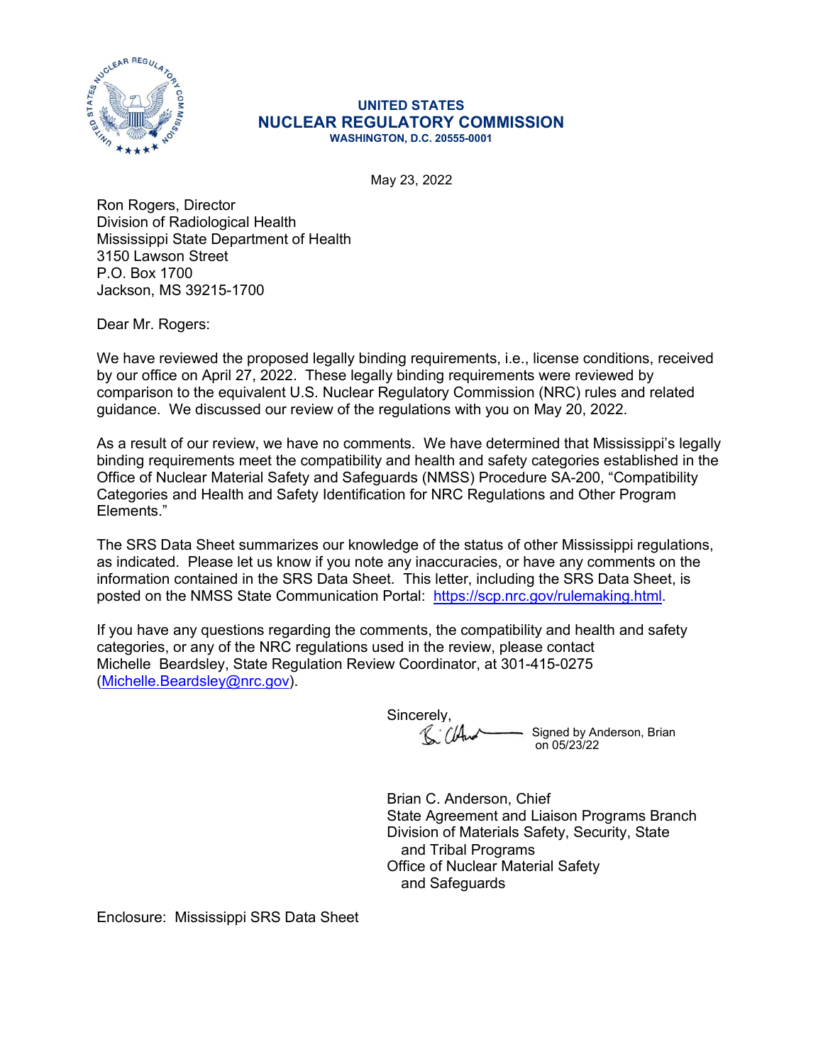**UNITED STATES**
**NUCLEAR REGULATORY COMMISSION**
**WASHINGTON, D.C. 20555-0001**

May 23, 2022

Ron Rogers, Director
Division of Radiological Health
Mississippi State Department of Health
3150 Lawson Street
P.O. Box 1700
Jackson, MS 39215-1700

Dear Mr. Rogers:

We have reviewed the proposed legally binding requirements, i.e., license conditions, received by our office on April 27, 2022. These legally binding requirements were reviewed by comparison to the equivalent U.S. Nuclear Regulatory Commission (NRC) rules and related guidance. We discussed our review of the regulations with you on May 20, 2022.

As a result of our review, we have no comments. We have determined that Mississippi's legally binding requirements meet the compatibility and health and safety categories established in the Office of Nuclear Material Safety and Safeguards (NMSS) Procedure SA-200, "Compatibility Categories and Health and Safety Identification for NRC Regulations and Other Program Elements."

The SRS Data Sheet summarizes our knowledge of the status of other Mississippi regulations, as indicated. Please let us know if you note any inaccuracies, or have any comments on the information contained in the SRS Data Sheet. This letter, including the SRS Data Sheet, is posted on the NMSS State Communication Portal: https://scp.nrc.gov/rulemaking.html.

If you have any questions regarding the comments, the compatibility and health and safety categories, or any of the NRC regulations used in the review, please contact Michelle Beardsley, State Regulation Review Coordinator, at 301-415-0275 (Michelle.Beardsley@nrc.gov).

Sincerely,

Signed by Anderson, Brian on 05/23/22

Brian C. Anderson, Chief
State Agreement and Liaison Programs Branch
Division of Materials Safety, Security, State and Tribal Programs
Office of Nuclear Material Safety and Safeguards

Enclosure: Mississippi SRS Data Sheet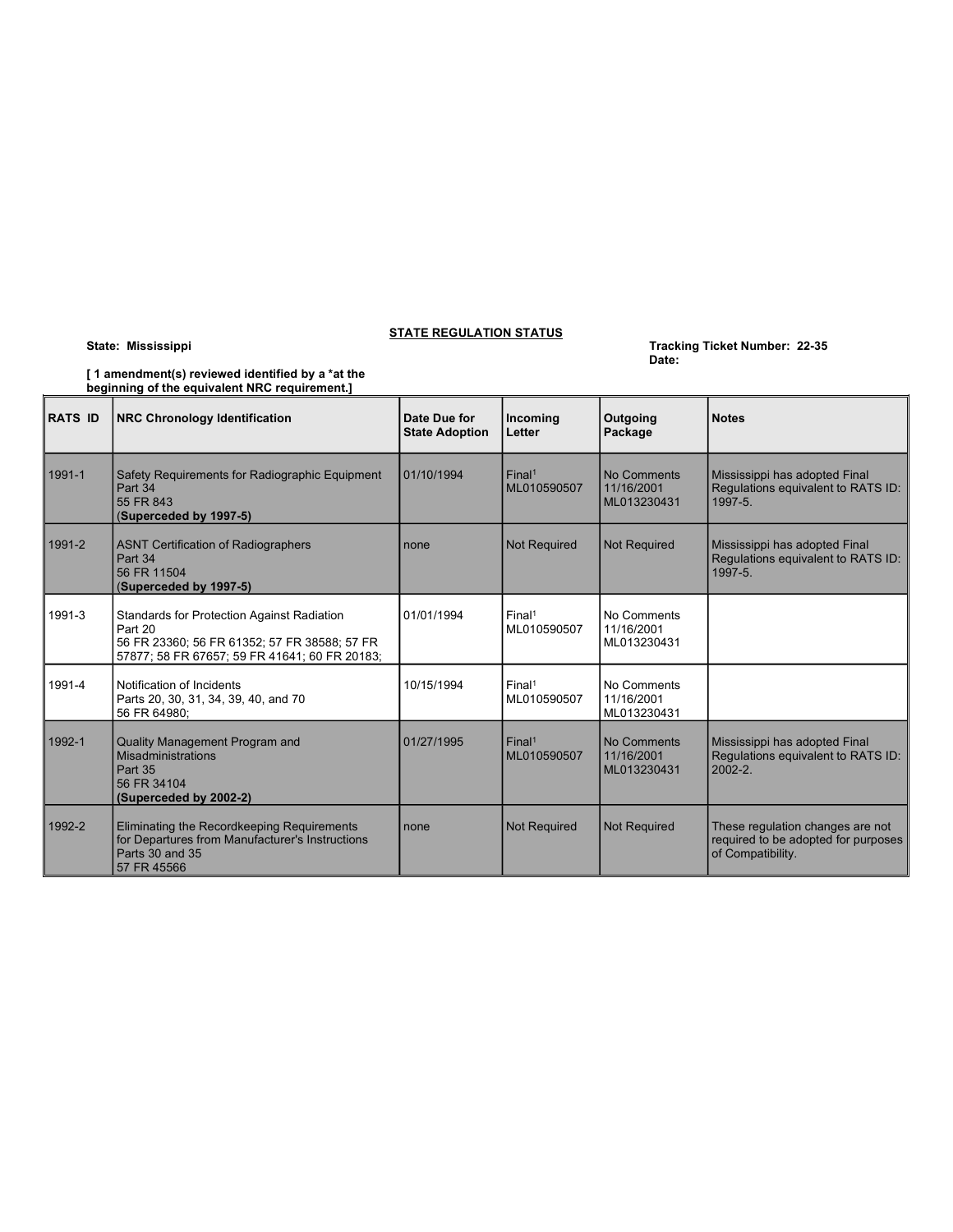**STATE REGULATION STATUS**

**State: Mississippi**

**Tracking Ticket Number: 22-35**

**Date:**

**[ 1 amendment(s) reviewed identified by a *at the beginning of the equivalent NRC requirement.]**

| RATS ID | NRC Chronology Identification | Date Due for State Adoption | Incoming Letter | Outgoing Package | Notes |
|---|---|---|---|---|---|
| 1991-1 | Safety Requirements for Radiographic Equipment<br>Part 34<br>55 FR 843<br>**(Superceded by 1997-5)** | 01/10/1994 | Final[1]<br>ML010590507 | No Comments<br>11/16/2001<br>ML013230431 | Mississippi has adopted Final Regulations equivalent to RATS ID: 1997-5. |
| 1991-2 | ASNT Certification of Radiographers<br>Part 34<br>56 FR 11504<br>**(Superceded by 1997-5)** | none | Not Required | Not Required | Mississippi has adopted Final Regulations equivalent to RATS ID: 1997-5. |
| 1991-3 | Standards for Protection Against Radiation<br>Part 20<br>56 FR 23360; 56 FR 61352; 57 FR 38588; 57 FR 57877; 58 FR 67657; 59 FR 41641; 60 FR 20183; | 01/01/1994 | Final[1]<br>ML010590507 | No Comments<br>11/16/2001<br>ML013230431 | |
| 1991-4 | Notification of Incidents<br>Parts 20, 30, 31, 34, 39, 40, and 70<br>56 FR 64980; | 10/15/1994 | Final[1]<br>ML010590507 | No Comments<br>11/16/2001<br>ML013230431 | |
| 1992-1 | Quality Management Program and Misadministrations<br>Part 35<br>56 FR 34104<br>**(Superceded by 2002-2)** | 01/27/1995 | Final[1]<br>ML010590507 | No Comments<br>11/16/2001<br>ML013230431 | Mississippi has adopted Final Regulations equivalent to RATS ID: 2002-2. |
| 1992-2 | Eliminating the Recordkeeping Requirements for Departures from Manufacturer's Instructions<br>Parts 30 and 35<br>57 FR 45566 | none | Not Required | Not Required | These regulation changes are not required to be adopted for purposes of Compatibility. |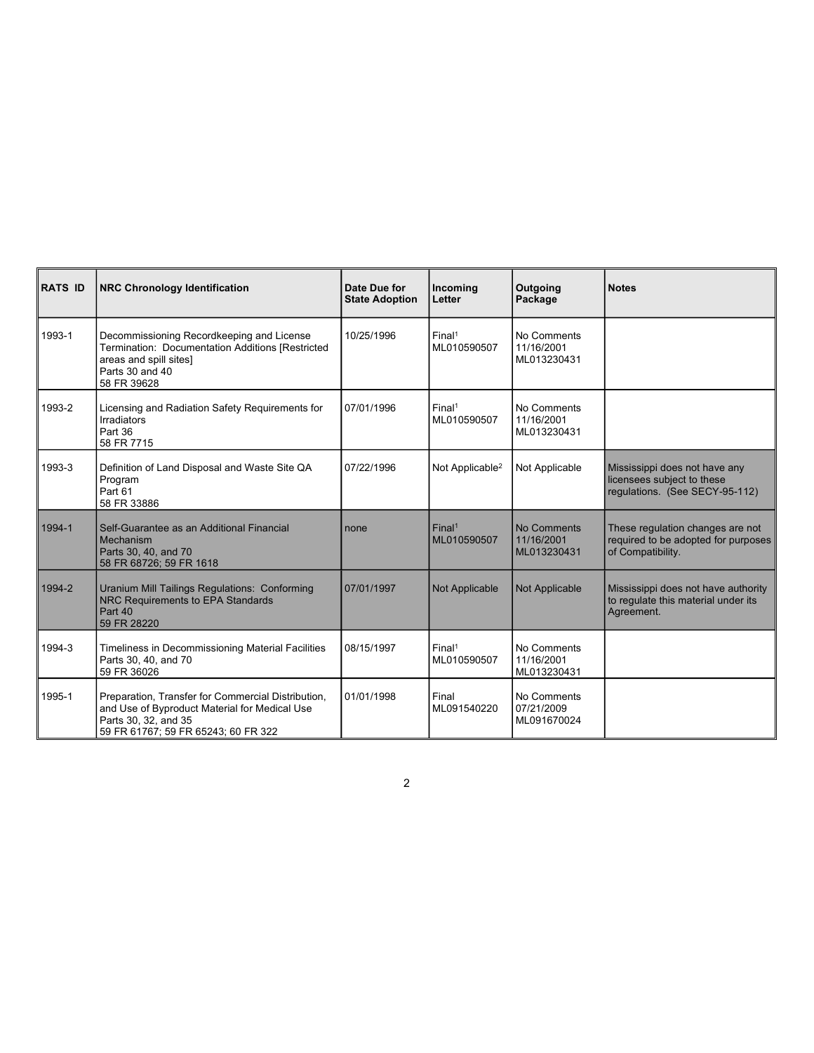| RATS ID | NRC Chronology Identification | Date Due for State Adoption | Incoming Letter | Outgoing Package | Notes |
|---|---|---|---|---|---|
| 1993-1 | Decommissioning Recordkeeping and License Termination: Documentation Additions [Restricted areas and spill sites]<br>Parts 30 and 40<br>58 FR 39628 | 10/25/1996 | Final[1]<br>ML010590507 | No Comments<br>11/16/2001<br>ML013230431 | |
| 1993-2 | Licensing and Radiation Safety Requirements for Irradiators<br>Part 36<br>58 FR 7715 | 07/01/1996 | Final[1]<br>ML010590507 | No Comments<br>11/16/2001<br>ML013230431 | |
| 1993-3 | Definition of Land Disposal and Waste Site QA Program<br>Part 61<br>58 FR 33886 | 07/22/1996 | Not Applicable[2] | Not Applicable | Mississippi does not have any licensees subject to these regulations. (See SECY-95-112) |
| 1994-1 | Self-Guarantee as an Additional Financial Mechanism<br>Parts 30, 40, and 70<br>58 FR 68726; 59 FR 1618 | none | Final[1]<br>ML010590507 | No Comments<br>11/16/2001<br>ML013230431 | These regulation changes are not required to be adopted for purposes of Compatibility. |
| 1994-2 | Uranium Mill Tailings Regulations: Conforming NRC Requirements to EPA Standards<br>Part 40<br>59 FR 28220 | 07/01/1997 | Not Applicable | Not Applicable | Mississippi does not have authority to regulate this material under its Agreement. |
| 1994-3 | Timeliness in Decommissioning Material Facilities<br>Parts 30, 40, and 70<br>59 FR 36026 | 08/15/1997 | Final[1]<br>ML010590507 | No Comments<br>11/16/2001<br>ML013230431 | |
| 1995-1 | Preparation, Transfer for Commercial Distribution, and Use of Byproduct Material for Medical Use<br>Parts 30, 32, and 35<br>59 FR 61767; 59 FR 65243; 60 FR 322 | 01/01/1998 | Final<br>ML091540220 | No Comments<br>07/21/2009<br>ML091670024 | |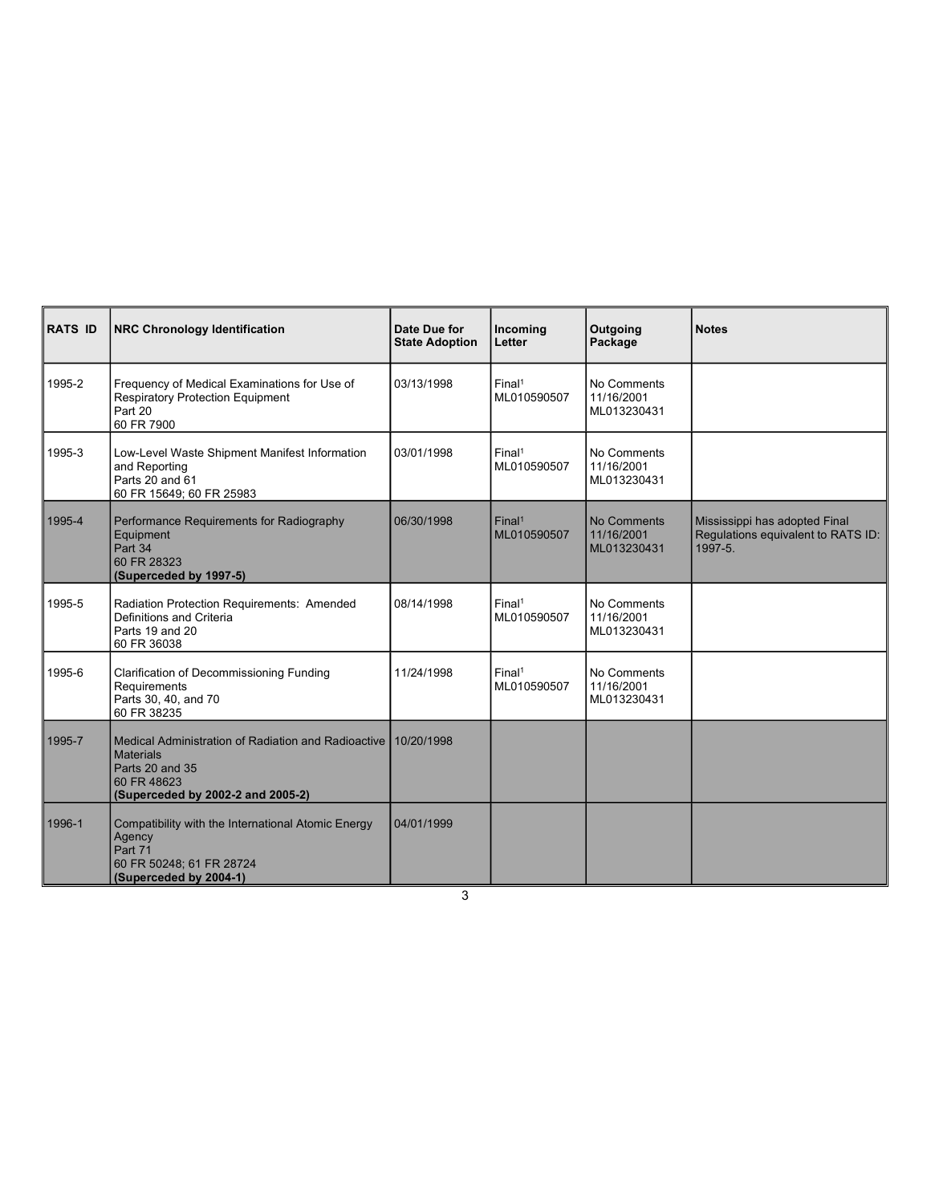| RATS ID | NRC Chronology Identification | Date Due for State Adoption | Incoming Letter | Outgoing Package | Notes |
|---|---|---|---|---|---|
| 1995-2 | Frequency of Medical Examinations for Use of Respiratory Protection Equipment<br>Part 20<br>60 FR 7900 | 03/13/1998 | Final[1]<br>ML010590507 | No Comments<br>11/16/2001<br>ML013230431 | |
| 1995-3 | Low-Level Waste Shipment Manifest Information and Reporting<br>Parts 20 and 61<br>60 FR 15649; 60 FR 25983 | 03/01/1998 | Final[1]<br>ML010590507 | No Comments<br>11/16/2001<br>ML013230431 | |
| 1995-4 | Performance Requirements for Radiography Equipment<br>Part 34<br>60 FR 28323<br>**(Superceded by 1997-5)** | 06/30/1998 | Final[1]<br>ML010590507 | No Comments<br>11/16/2001<br>ML013230431 | Mississippi has adopted Final Regulations equivalent to RATS ID: 1997-5. |
| 1995-5 | Radiation Protection Requirements: Amended Definitions and Criteria<br>Parts 19 and 20<br>60 FR 36038 | 08/14/1998 | Final[1]<br>ML010590507 | No Comments<br>11/16/2001<br>ML013230431 | |
| 1995-6 | Clarification of Decommissioning Funding Requirements<br>Parts 30, 40, and 70<br>60 FR 38235 | 11/24/1998 | Final[1]<br>ML010590507 | No Comments<br>11/16/2001<br>ML013230431 | |
| 1995-7 | Medical Administration of Radiation and Radioactive Materials<br>Parts 20 and 35<br>60 FR 48623<br>**(Superceded by 2002-2 and 2005-2)** | 10/20/1998 | | | |
| 1996-1 | Compatibility with the International Atomic Energy Agency<br>Part 71<br>60 FR 50248; 61 FR 28724<br>**(Superceded by 2004-1)** | 04/01/1999 | | | |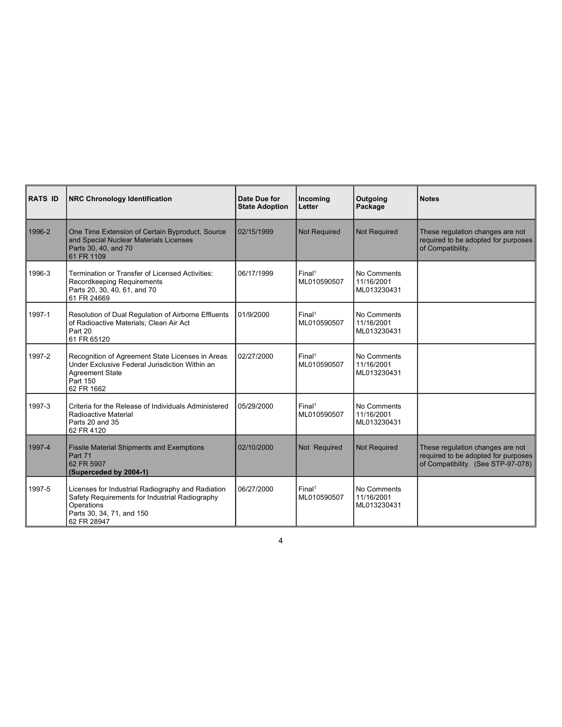| RATS ID | NRC Chronology Identification | Date Due for State Adoption | Incoming Letter | Outgoing Package | Notes |
|---|---|---|---|---|---|
| 1996-2 | One Time Extension of Certain Byproduct, Source and Special Nuclear Materials Licenses<br>Parts 30, 40, and 70<br>61 FR 1109 | 02/15/1999 | Not Required | Not Required | These regulation changes are not required to be adopted for purposes of Compatibility. |
| 1996-3 | Termination or Transfer of Licensed Activities: Recordkeeping Requirements<br>Parts 20, 30, 40, 61, and 70<br>61 FR 24669 | 06/17/1999 | Final[1]<br>ML010590507 | No Comments<br>11/16/2001<br>ML013230431 | |
| 1997-1 | Resolution of Dual Regulation of Airborne Effluents of Radioactive Materials; Clean Air Act<br>Part 20<br>61 FR 65120 | 01/9/2000 | Final[1]<br>ML010590507 | No Comments<br>11/16/2001<br>ML013230431 | |
| 1997-2 | Recognition of Agreement State Licenses in Areas Under Exclusive Federal Jurisdiction Within an Agreement State<br>Part 150<br>62 FR 1662 | 02/27/2000 | Final[1]<br>ML010590507 | No Comments<br>11/16/2001<br>ML013230431 | |
| 1997-3 | Criteria for the Release of Individuals Administered Radioactive Material<br>Parts 20 and 35<br>62 FR 4120 | 05/29/2000 | Final[1]<br>ML010590507 | No Comments<br>11/16/2001<br>ML013230431 | |
| 1997-4 | Fissile Material Shipments and Exemptions<br>Part 71<br>62 FR 5907<br>**(Superceded by 2004-1)** | 02/10/2000 | Not Required | Not Required | These regulation changes are not required to be adopted for purposes of Compatibility. (See STP-97-078) |
| 1997-5 | Licenses for Industrial Radiography and Radiation Safety Requirements for Industrial Radiography Operations<br>Parts 30, 34, 71, and 150<br>62 FR 28947 | 06/27/2000 | Final[1]<br>ML010590507 | No Comments<br>11/16/2001<br>ML013230431 | |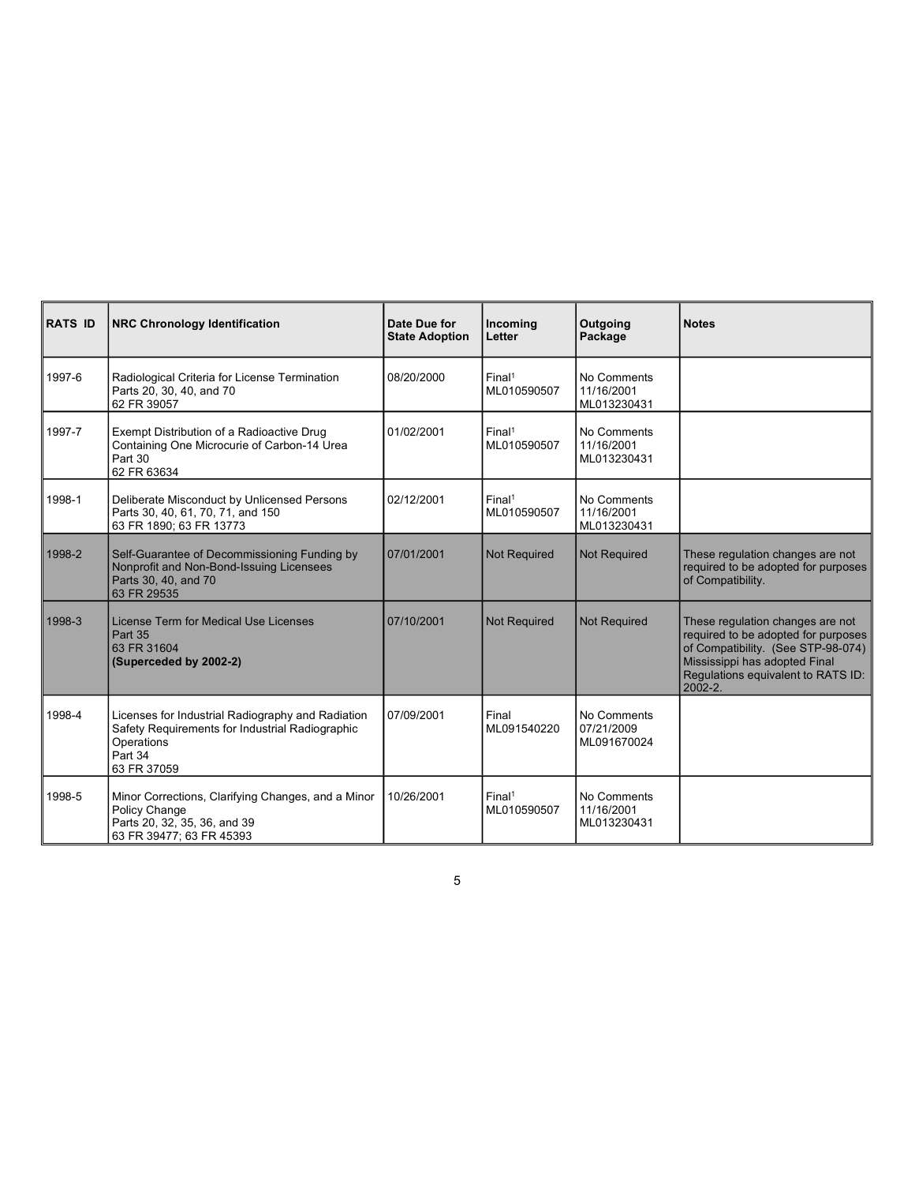| RATS ID | NRC Chronology Identification | Date Due for State Adoption | Incoming Letter | Outgoing Package | Notes |
|---|---|---|---|---|---|
| 1997-6 | Radiological Criteria for License Termination<br>Parts 20, 30, 40, and 70<br>62 FR 39057 | 08/20/2000 | Final[1]<br>ML010590507 | No Comments<br>11/16/2001<br>ML013230431 | |
| 1997-7 | Exempt Distribution of a Radioactive Drug Containing One Microcurie of Carbon-14 Urea<br>Part 30<br>62 FR 63634 | 01/02/2001 | Final[1]<br>ML010590507 | No Comments<br>11/16/2001<br>ML013230431 | |
| 1998-1 | Deliberate Misconduct by Unlicensed Persons<br>Parts 30, 40, 61, 70, 71, and 150<br>63 FR 1890; 63 FR 13773 | 02/12/2001 | Final[1]<br>ML010590507 | No Comments<br>11/16/2001<br>ML013230431 | |
| 1998-2 | Self-Guarantee of Decommissioning Funding by Nonprofit and Non-Bond-Issuing Licensees<br>Parts 30, 40, and 70<br>63 FR 29535 | 07/01/2001 | Not Required | Not Required | These regulation changes are not required to be adopted for purposes of Compatibility. |
| 1998-3 | License Term for Medical Use Licenses<br>Part 35<br>63 FR 31604<br>**(Superceded by 2002-2)** | 07/10/2001 | Not Required | Not Required | These regulation changes are not required to be adopted for purposes of Compatibility. (See STP-98-074) Mississippi has adopted Final Regulations equivalent to RATS ID: 2002-2. |
| 1998-4 | Licenses for Industrial Radiography and Radiation Safety Requirements for Industrial Radiographic Operations<br>Part 34<br>63 FR 37059 | 07/09/2001 | Final<br>ML091540220 | No Comments<br>07/21/2009<br>ML091670024 | |
| 1998-5 | Minor Corrections, Clarifying Changes, and a Minor Policy Change<br>Parts 20, 32, 35, 36, and 39<br>63 FR 39477; 63 FR 45393 | 10/26/2001 | Final[1]<br>ML010590507 | No Comments<br>11/16/2001<br>ML013230431 | |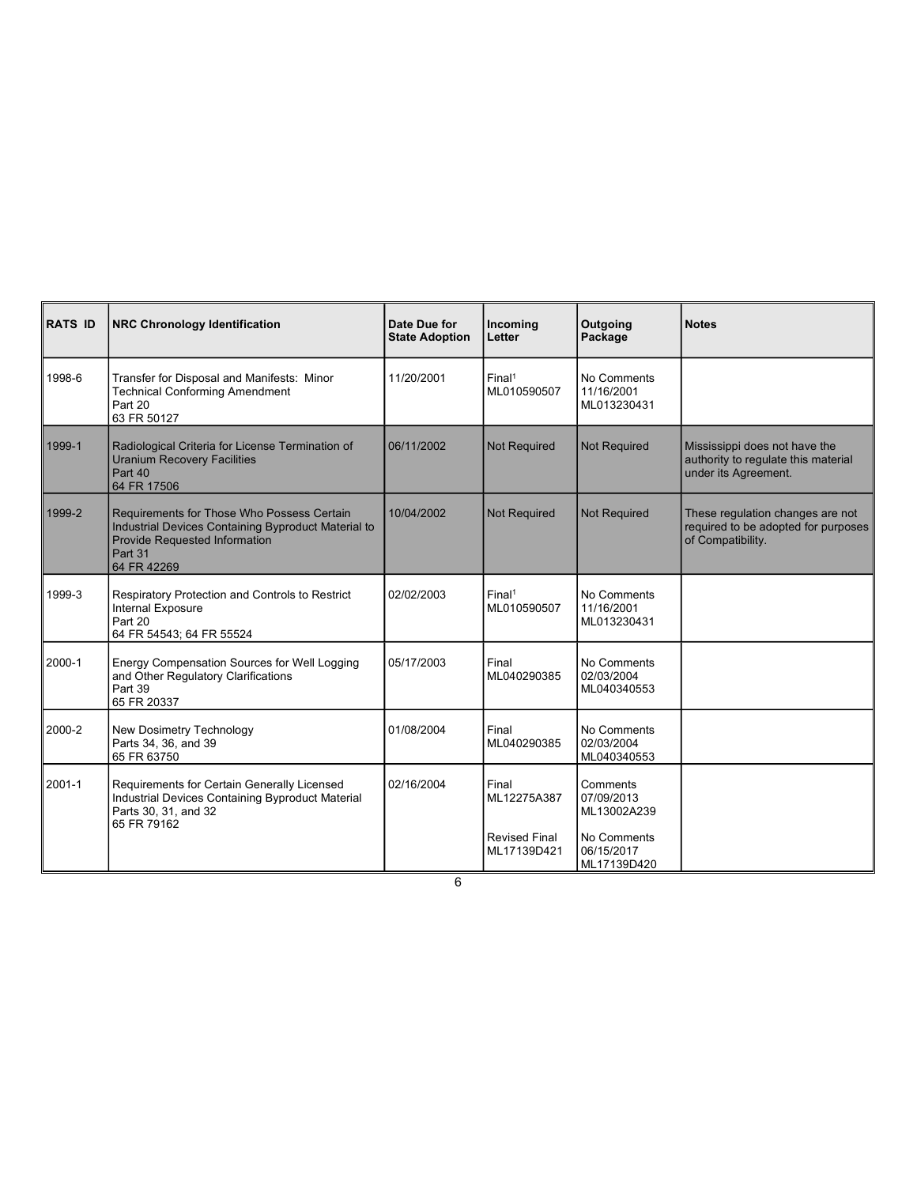| RATS ID | NRC Chronology Identification | Date Due for State Adoption | Incoming Letter | Outgoing Package | Notes |
|---|---|---|---|---|---|
| 1998-6 | Transfer for Disposal and Manifests: Minor Technical Conforming Amendment<br>Part 20<br>63 FR 50127 | 11/20/2001 | Final[1]<br>ML010590507 | No Comments<br>11/16/2001<br>ML013230431 | |
| 1999-1 | Radiological Criteria for License Termination of Uranium Recovery Facilities<br>Part 40<br>64 FR 17506 | 06/11/2002 | Not Required | Not Required | Mississippi does not have the authority to regulate this material under its Agreement. |
| 1999-2 | Requirements for Those Who Possess Certain Industrial Devices Containing Byproduct Material to Provide Requested Information<br>Part 31<br>64 FR 42269 | 10/04/2002 | Not Required | Not Required | These regulation changes are not required to be adopted for purposes of Compatibility. |
| 1999-3 | Respiratory Protection and Controls to Restrict Internal Exposure<br>Part 20<br>64 FR 54543; 64 FR 55524 | 02/02/2003 | Final[1]<br>ML010590507 | No Comments<br>11/16/2001<br>ML013230431 | |
| 2000-1 | Energy Compensation Sources for Well Logging and Other Regulatory Clarifications<br>Part 39<br>65 FR 20337 | 05/17/2003 | Final<br>ML040290385 | No Comments<br>02/03/2004<br>ML040340553 | |
| 2000-2 | New Dosimetry Technology<br>Parts 34, 36, and 39<br>65 FR 63750 | 01/08/2004 | Final<br>ML040290385 | No Comments<br>02/03/2004<br>ML040340553 | |
| 2001-1 | Requirements for Certain Generally Licensed Industrial Devices Containing Byproduct Material<br>Parts 30, 31, and 32<br>65 FR 79162 | 02/16/2004 | Final<br>ML12275A387<br><br>Revised Final<br>ML17139D421 | Comments<br>07/09/2013<br>ML13002A239<br><br>No Comments<br>06/15/2017<br>ML17139D420 | |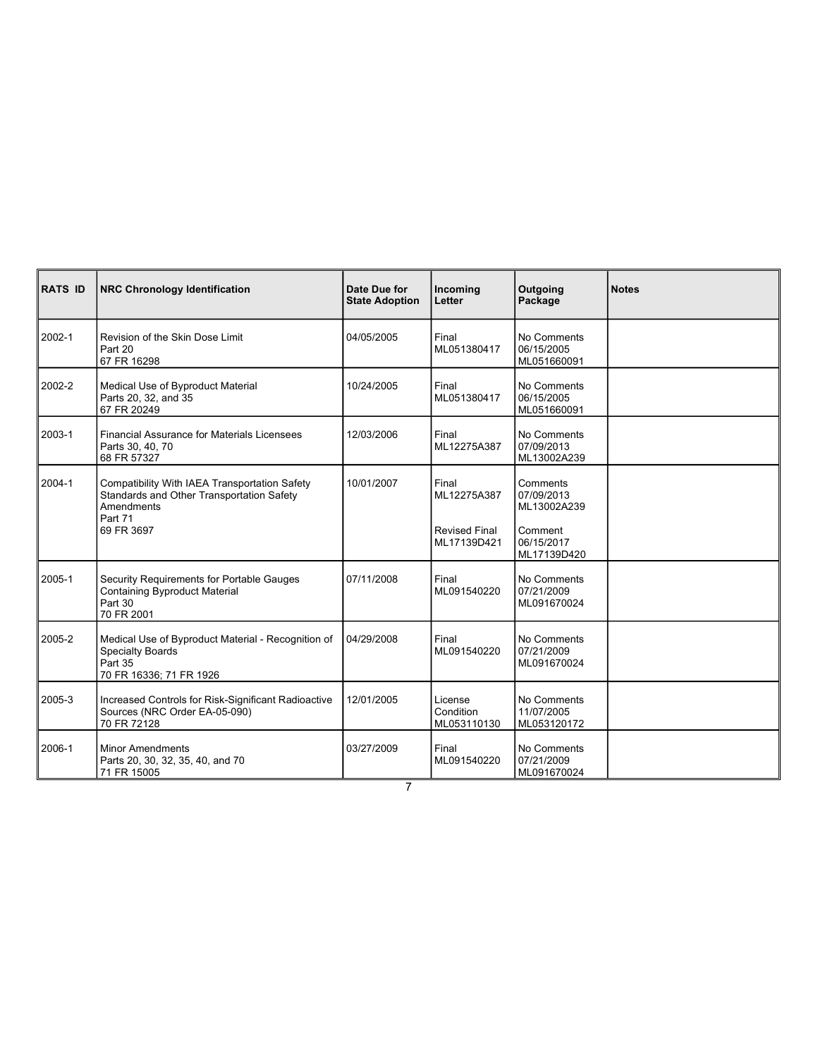| RATS ID | NRC Chronology Identification | Date Due for State Adoption | Incoming Letter | Outgoing Package | Notes |
|---|---|---|---|---|---|
| 2002-1 | Revision of the Skin Dose Limit<br>Part 20<br>67 FR 16298 | 04/05/2005 | Final<br>ML051380417 | No Comments<br>06/15/2005<br>ML051660091 | |
| 2002-2 | Medical Use of Byproduct Material<br>Parts 20, 32, and 35<br>67 FR 20249 | 10/24/2005 | Final<br>ML051380417 | No Comments<br>06/15/2005<br>ML051660091 | |
| 2003-1 | Financial Assurance for Materials Licensees<br>Parts 30, 40, 70<br>68 FR 57327 | 12/03/2006 | Final<br>ML12275A387 | No Comments<br>07/09/2013<br>ML13002A239 | |
| 2004-1 | Compatibility With IAEA Transportation Safety Standards and Other Transportation Safety Amendments<br>Part 71<br>69 FR 3697 | 10/01/2007 | Final<br>ML12275A387<br><br>Revised Final<br>ML17139D421 | Comments<br>07/09/2013<br>ML13002A239<br><br>Comment<br>06/15/2017<br>ML17139D420 | |
| 2005-1 | Security Requirements for Portable Gauges Containing Byproduct Material<br>Part 30<br>70 FR 2001 | 07/11/2008 | Final<br>ML091540220 | No Comments<br>07/21/2009<br>ML091670024 | |
| 2005-2 | Medical Use of Byproduct Material - Recognition of Specialty Boards<br>Part 35<br>70 FR 16336; 71 FR 1926 | 04/29/2008 | Final<br>ML091540220 | No Comments<br>07/21/2009<br>ML091670024 | |
| 2005-3 | Increased Controls for Risk-Significant Radioactive Sources (NRC Order EA-05-090)<br>70 FR 72128 | 12/01/2005 | License Condition<br>ML053110130 | No Comments<br>11/07/2005<br>ML053120172 | |
| 2006-1 | Minor Amendments<br>Parts 20, 30, 32, 35, 40, and 70<br>71 FR 15005 | 03/27/2009 | Final<br>ML091540220 | No Comments<br>07/21/2009<br>ML091670024 | |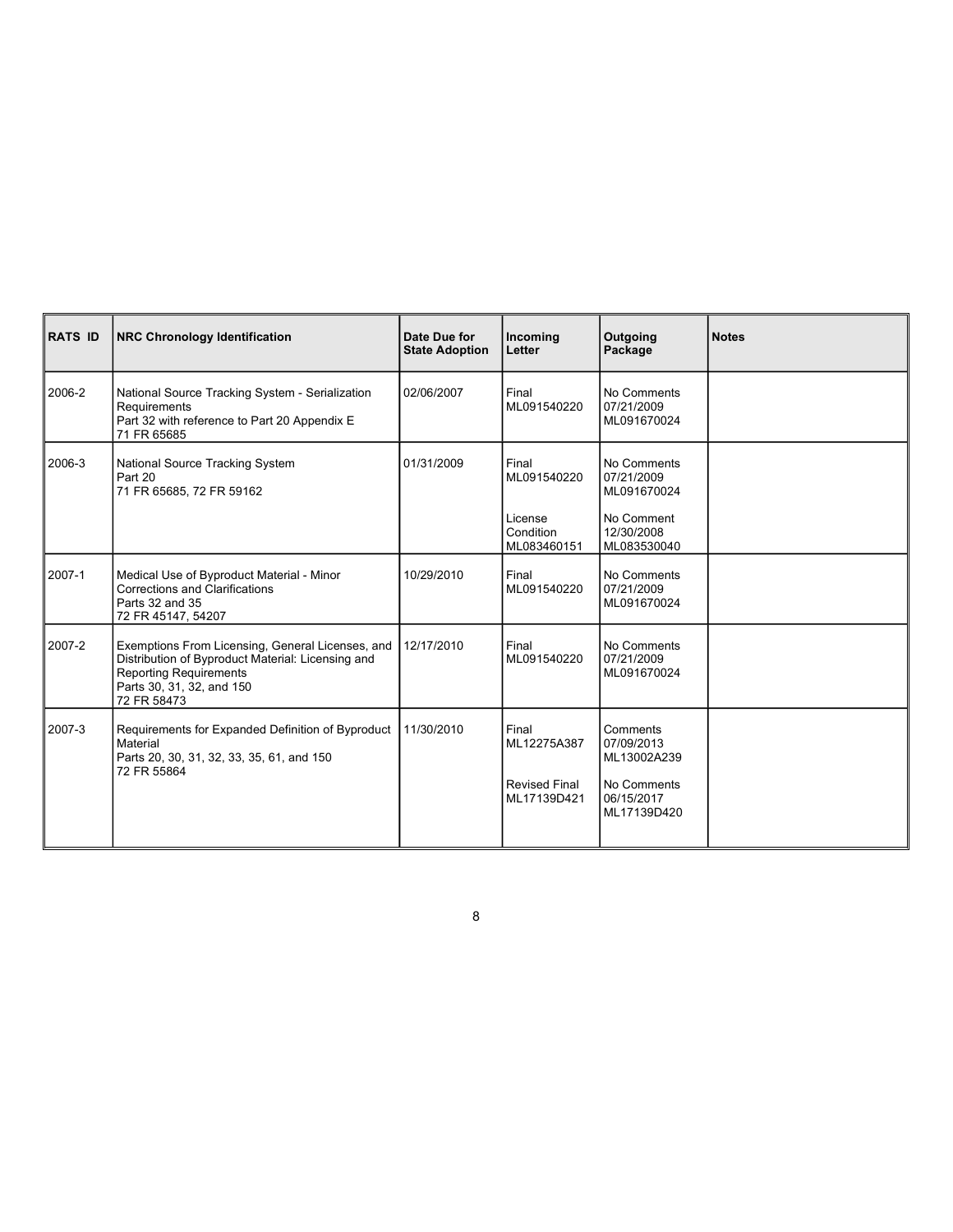| RATS ID | NRC Chronology Identification | Date Due for State Adoption | Incoming Letter | Outgoing Package | Notes |
|---|---|---|---|---|---|
| 2006-2 | National Source Tracking System - Serialization Requirements<br>Part 32 with reference to Part 20 Appendix E<br>71 FR 65685 | 02/06/2007 | Final<br>ML091540220 | No Comments<br>07/21/2009<br>ML091670024 | |
| 2006-3 | National Source Tracking System<br>Part 20<br>71 FR 65685, 72 FR 59162 | 01/31/2009 | Final<br>ML091540220<br><br>License Condition<br>ML083460151 | No Comments<br>07/21/2009<br>ML091670024<br><br>No Comment<br>12/30/2008<br>ML083530040 | |
| 2007-1 | Medical Use of Byproduct Material - Minor Corrections and Clarifications<br>Parts 32 and 35<br>72 FR 45147, 54207 | 10/29/2010 | Final<br>ML091540220 | No Comments<br>07/21/2009<br>ML091670024 | |
| 2007-2 | Exemptions From Licensing, General Licenses, and Distribution of Byproduct Material: Licensing and Reporting Requirements<br>Parts 30, 31, 32, and 150<br>72 FR 58473 | 12/17/2010 | Final<br>ML091540220 | No Comments<br>07/21/2009<br>ML091670024 | |
| 2007-3 | Requirements for Expanded Definition of Byproduct Material<br>Parts 20, 30, 31, 32, 33, 35, 61, and 150<br>72 FR 55864 | 11/30/2010 | Final<br>ML12275A387<br><br>Revised Final<br>ML17139D421 | Comments<br>07/09/2013<br>ML13002A239<br><br>No Comments<br>06/15/2017<br>ML17139D420 | |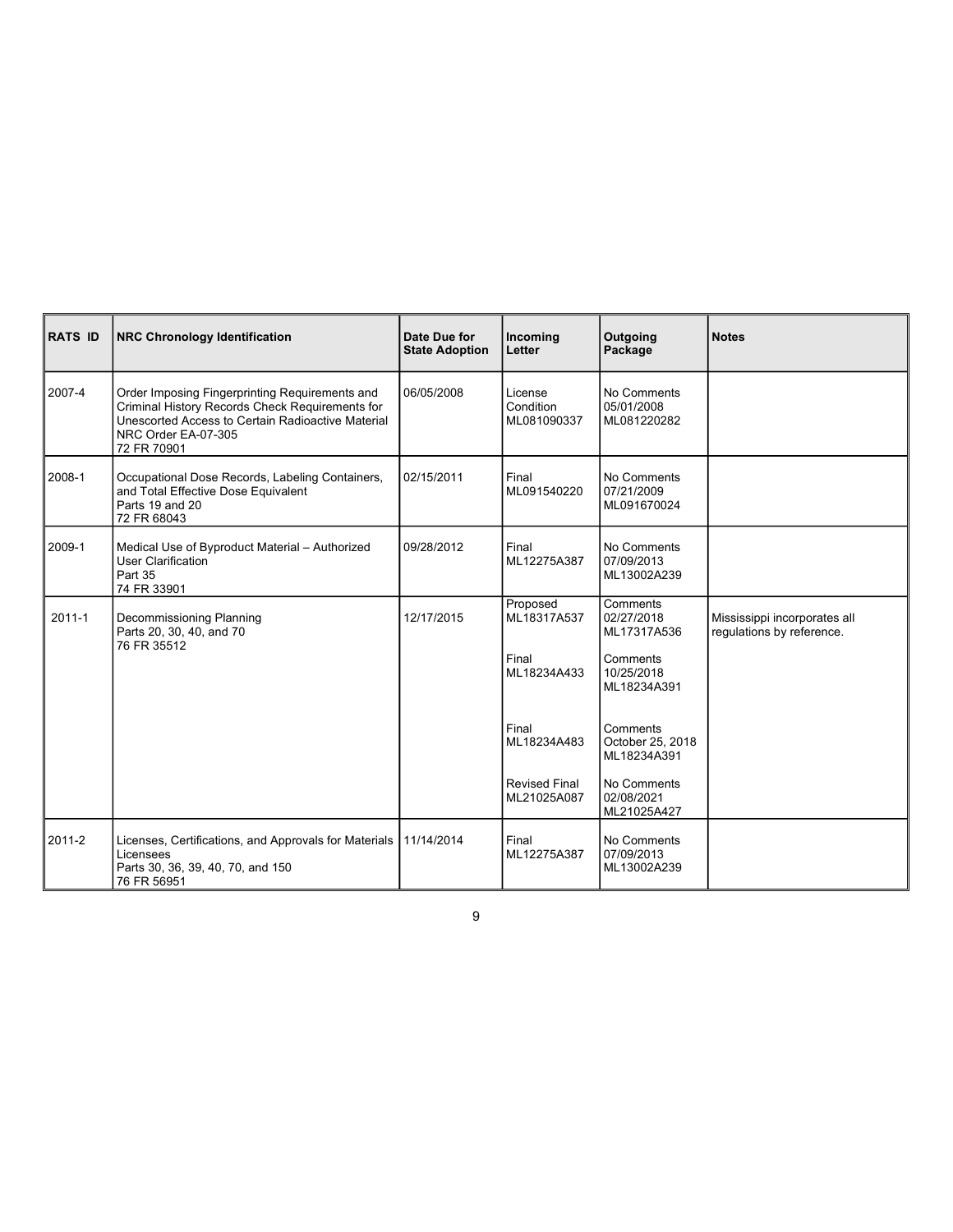| RATS ID | NRC Chronology Identification | Date Due for State Adoption | Incoming Letter | Outgoing Package | Notes |
|---|---|---|---|---|---|
| 2007-4 | Order Imposing Fingerprinting Requirements and Criminal History Records Check Requirements for Unescorted Access to Certain Radioactive Material NRC Order EA-07-305 72 FR 70901 | 06/05/2008 | License Condition ML081090337 | No Comments 05/01/2008 ML081220282 | |
| 2008-1 | Occupational Dose Records, Labeling Containers, and Total Effective Dose Equivalent Parts 19 and 20 72 FR 68043 | 02/15/2011 | Final ML091540220 | No Comments 07/21/2009 ML091670024 | |
| 2009-1 | Medical Use of Byproduct Material – Authorized User Clarification Part 35 74 FR 33901 | 09/28/2012 | Final ML12275A387 | No Comments 07/09/2013 ML13002A239 | |
| 2011-1 | Decommissioning Planning Parts 20, 30, 40, and 70 76 FR 35512 | 12/17/2015 | Proposed ML18317A537 | Comments 02/27/2018 ML17317A536 | Mississippi incorporates all regulations by reference. |
| | | | Final ML18234A433 | Comments 10/25/2018 ML18234A391 | |
| | | | Final ML18234A483 | Comments October 25, 2018 ML18234A391 | |
| | | | Revised Final ML21025A087 | No Comments 02/08/2021 ML21025A427 | |
| 2011-2 | Licenses, Certifications, and Approvals for Materials Licensees Parts 30, 36, 39, 40, 70, and 150 76 FR 56951 | 11/14/2014 | Final ML12275A387 | No Comments 07/09/2013 ML13002A239 | |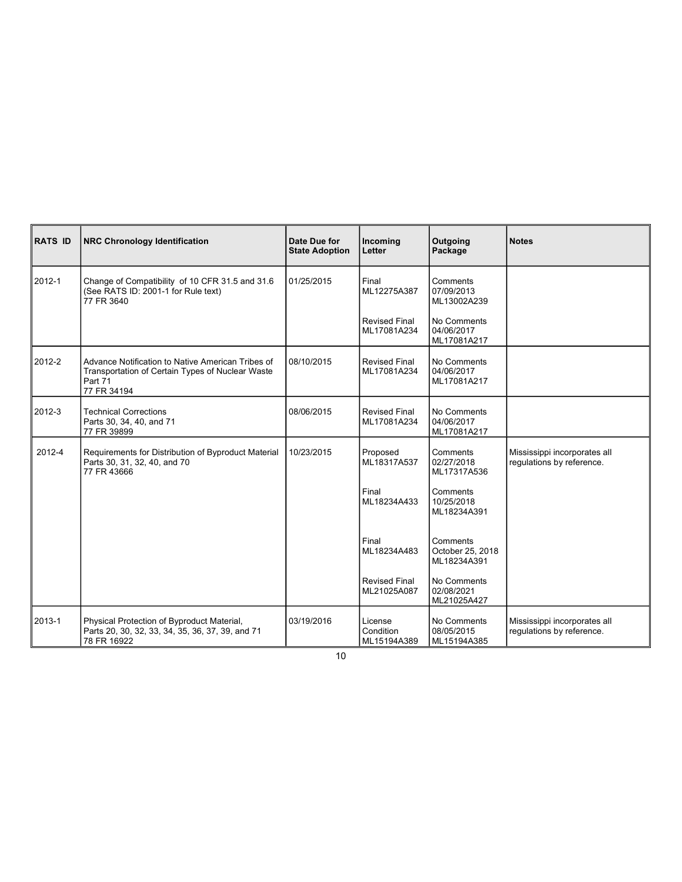| RATS ID | NRC Chronology Identification | Date Due for State Adoption | Incoming Letter | Outgoing Package | Notes |
|---|---|---|---|---|---|
| 2012-1 | Change of Compatibility of 10 CFR 31.5 and 31.6 (See RATS ID: 2001-1 for Rule text) 77 FR 3640 | 01/25/2015 | Final ML12275A387 | Comments 07/09/2013 ML13002A239 | |
| | | | Revised Final ML17081A234 | No Comments 04/06/2017 ML17081A217 | |
| 2012-2 | Advance Notification to Native American Tribes of Transportation of Certain Types of Nuclear Waste Part 71 77 FR 34194 | 08/10/2015 | Revised Final ML17081A234 | No Comments 04/06/2017 ML17081A217 | |
| 2012-3 | Technical Corrections Parts 30, 34, 40, and 71 77 FR 39899 | 08/06/2015 | Revised Final ML17081A234 | No Comments 04/06/2017 ML17081A217 | |
| 2012-4 | Requirements for Distribution of Byproduct Material Parts 30, 31, 32, 40, and 70 77 FR 43666 | 10/23/2015 | Proposed ML18317A537 | Comments 02/27/2018 ML17317A536 | Mississippi incorporates all regulations by reference. |
| | | | Final ML18234A433 | Comments 10/25/2018 ML18234A391 | |
| | | | Final ML18234A483 | Comments October 25, 2018 ML18234A391 | |
| | | | Revised Final ML21025A087 | No Comments 02/08/2021 ML21025A427 | |
| 2013-1 | Physical Protection of Byproduct Material, Parts 20, 30, 32, 33, 34, 35, 36, 37, 39, and 71 78 FR 16922 | 03/19/2016 | License Condition ML15194A389 | No Comments 08/05/2015 ML15194A385 | Mississippi incorporates all regulations by reference. |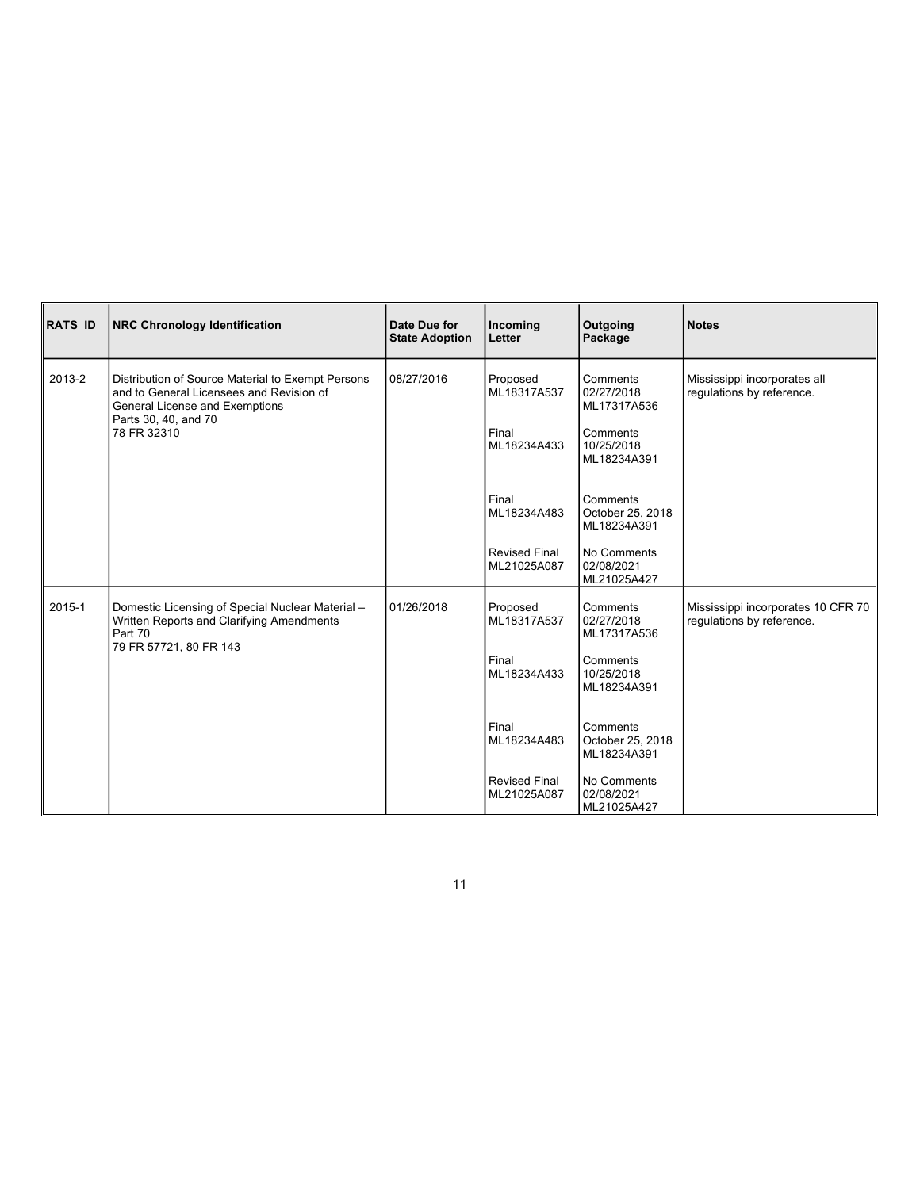| RATS ID | NRC Chronology Identification | Date Due for State Adoption | Incoming Letter | Outgoing Package | Notes |
|---|---|---|---|---|---|
| 2013-2 | Distribution of Source Material to Exempt Persons and to General Licensees and Revision of General License and Exemptions<br>Parts 30, 40, and 70<br>78 FR 32310 | 08/27/2016 | Proposed<br>ML18317A537<br><br>Final<br>ML18234A433<br><br>Final<br>ML18234A483<br><br>Revised Final<br>ML21025A087 | Comments<br>02/27/2018<br>ML17317A536<br><br>Comments<br>10/25/2018<br>ML18234A391<br><br>Comments<br>October 25, 2018<br>ML18234A391<br><br>No Comments<br>02/08/2021<br>ML21025A427 | Mississippi incorporates all regulations by reference. |
| 2015-1 | Domestic Licensing of Special Nuclear Material – Written Reports and Clarifying Amendments<br>Part 70<br>79 FR 57721, 80 FR 143 | 01/26/2018 | Proposed<br>ML18317A537<br><br>Final<br>ML18234A433<br><br>Final<br>ML18234A483<br><br>Revised Final<br>ML21025A087 | Comments<br>02/27/2018<br>ML17317A536<br><br>Comments<br>10/25/2018<br>ML18234A391<br><br>Comments<br>October 25, 2018<br>ML18234A391<br><br>No Comments<br>02/08/2021<br>ML21025A427 | Mississippi incorporates 10 CFR 70 regulations by reference. |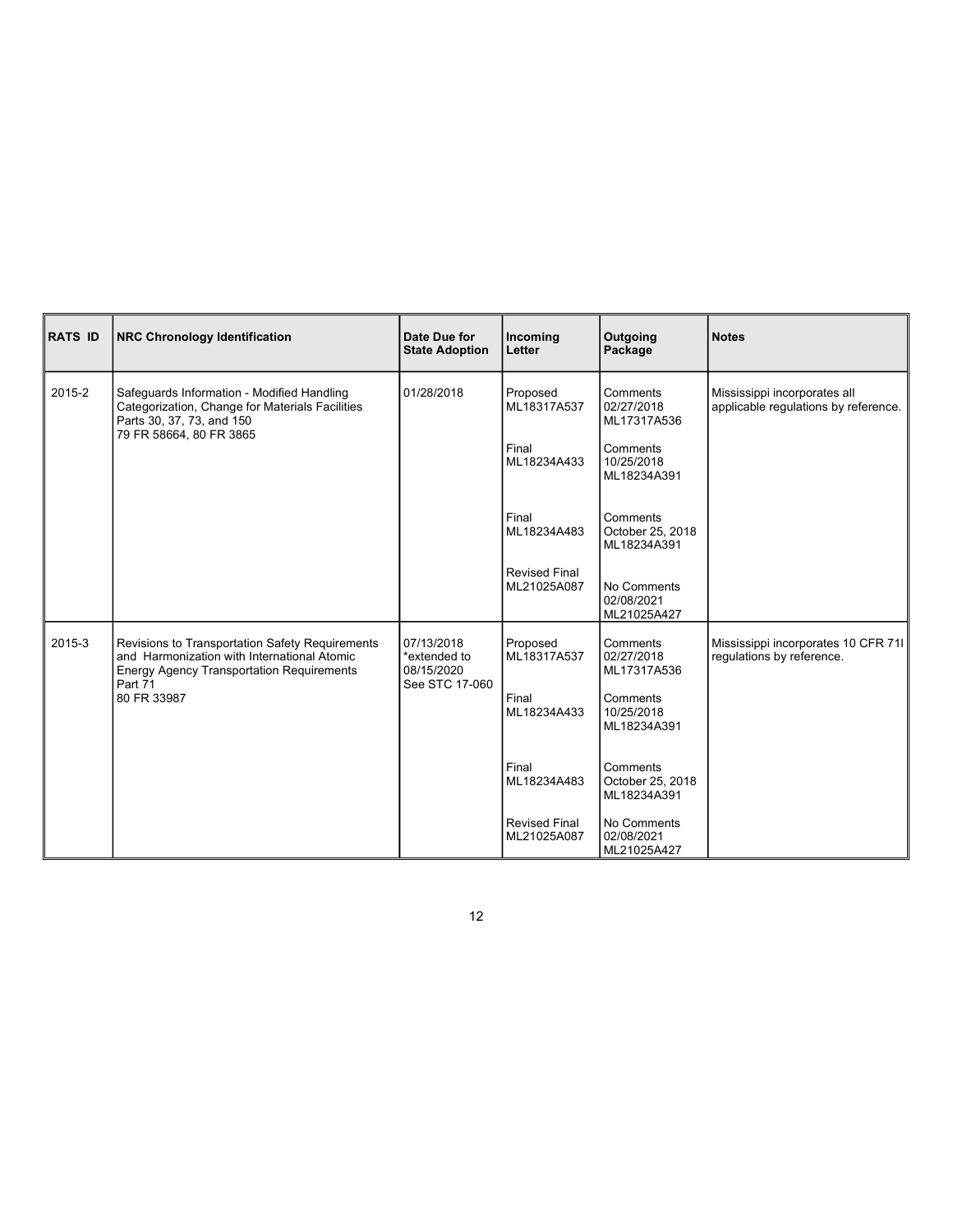| RATS ID | NRC Chronology Identification | Date Due for State Adoption | Incoming Letter | Outgoing Package | Notes |
|---|---|---|---|---|---|
| 2015-2 | Safeguards Information - Modified Handling Categorization, Change for Materials Facilities<br>Parts 30, 37, 73, and 150<br>79 FR 58664, 80 FR 3865 | 01/28/2018 | Proposed<br>ML18317A537<br><br>Final<br>ML18234A433<br><br>Final<br>ML18234A483<br><br>Revised Final<br>ML21025A087 | Comments<br>02/27/2018<br>ML17317A536<br><br>Comments<br>10/25/2018<br>ML18234A391<br><br>Comments<br>October 25, 2018<br>ML18234A391<br><br>No Comments<br>02/08/2021<br>ML21025A427 | Mississippi incorporates all applicable regulations by reference. |
| 2015-3 | Revisions to Transportation Safety Requirements and Harmonization with International Atomic Energy Agency Transportation Requirements<br>Part 71<br>80 FR 33987 | 07/13/2018<br>*extended to 08/15/2020<br>See STC 17-060 | Proposed<br>ML18317A537<br><br>Final<br>ML18234A433<br><br>Final<br>ML18234A483<br><br>Revised Final<br>ML21025A087 | Comments<br>02/27/2018<br>ML17317A536<br><br>Comments<br>10/25/2018<br>ML18234A391<br><br>Comments<br>October 25, 2018<br>ML18234A391<br><br>No Comments<br>02/08/2021<br>ML21025A427 | Mississippi incorporates 10 CFR 71l regulations by reference. |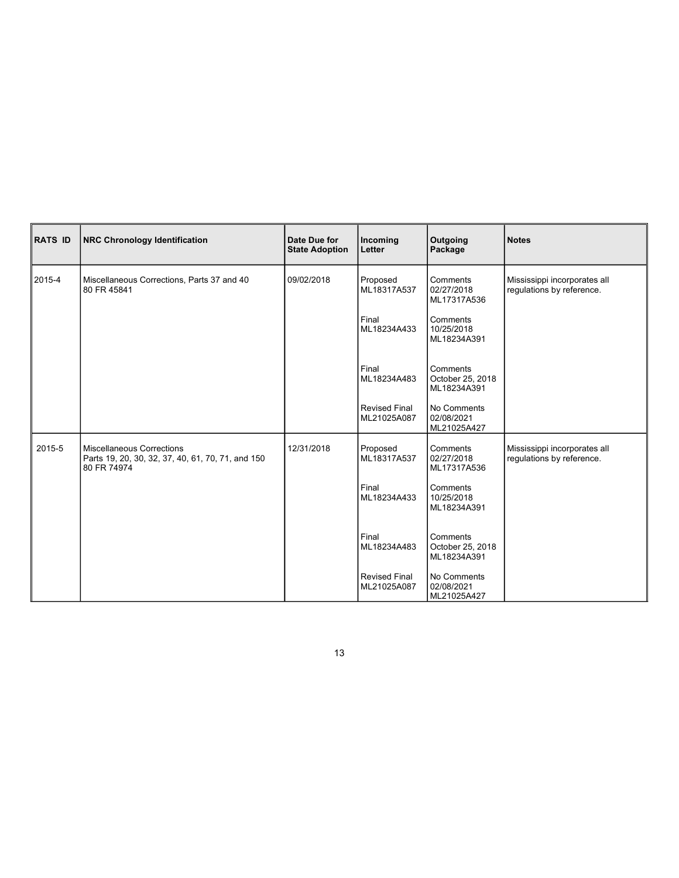| RATS ID | NRC Chronology Identification | Date Due for State Adoption | Incoming Letter | Outgoing Package | Notes |
|---|---|---|---|---|---|
| 2015-4 | Miscellaneous Corrections, Parts 37 and 40<br>80 FR 45841 | 09/02/2018 | Proposed<br>ML18317A537 | Comments<br>02/27/2018<br>ML17317A536 | Mississippi incorporates all regulations by reference. |
| | | | Final<br>ML18234A433 | Comments<br>10/25/2018<br>ML18234A391 | |
| | | | Final<br>ML18234A483 | Comments<br>October 25, 2018<br>ML18234A391 | |
| | | | Revised Final<br>ML21025A087 | No Comments<br>02/08/2021<br>ML21025A427 | |
| 2015-5 | Miscellaneous Corrections<br>Parts 19, 20, 30, 32, 37, 40, 61, 70, 71, and 150<br>80 FR 74974 | 12/31/2018 | Proposed<br>ML18317A537 | Comments<br>02/27/2018<br>ML17317A536 | Mississippi incorporates all regulations by reference. |
| | | | Final<br>ML18234A433 | Comments<br>10/25/2018<br>ML18234A391 | |
| | | | Final<br>ML18234A483 | Comments<br>October 25, 2018<br>ML18234A391 | |
| | | | Revised Final<br>ML21025A087 | No Comments<br>02/08/2021<br>ML21025A427 | |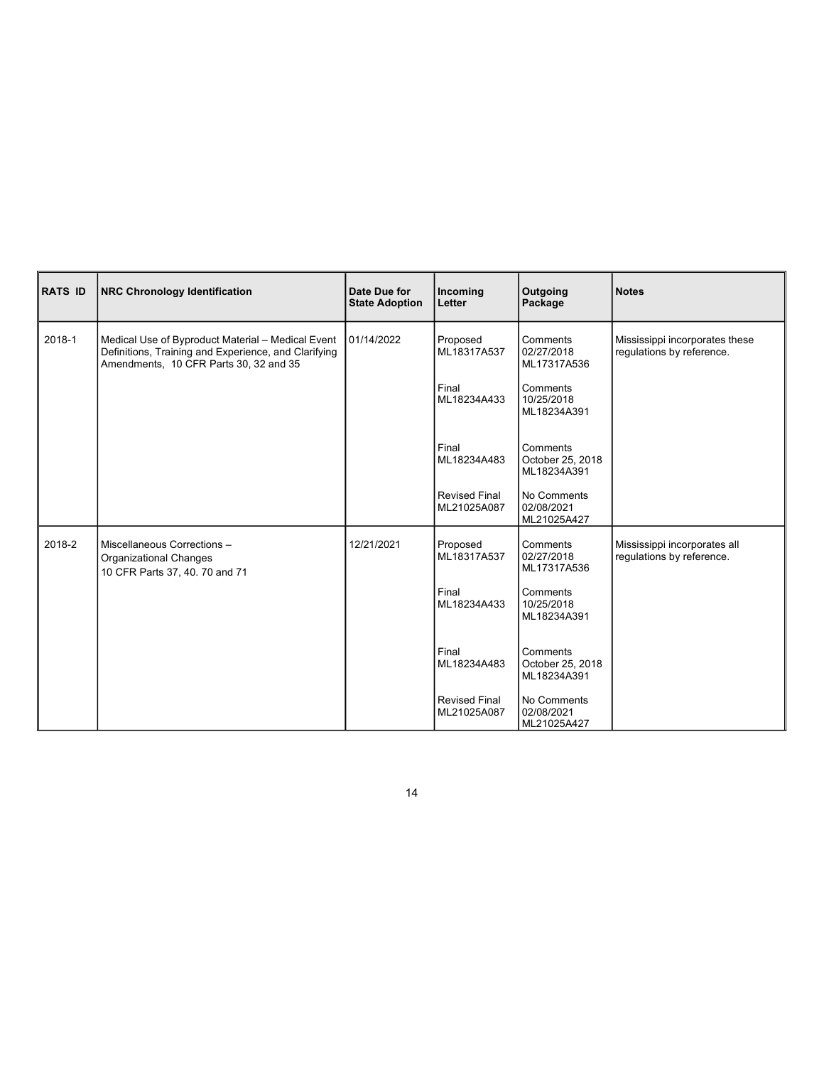| RATS ID | NRC Chronology Identification | Date Due for State Adoption | Incoming Letter | Outgoing Package | Notes |
|---|---|---|---|---|---|
| 2018-1 | Medical Use of Byproduct Material – Medical Event Definitions, Training and Experience, and Clarifying Amendments, 10 CFR Parts 30, 32 and 35 | 01/14/2022 | Proposed ML18317A537 | Comments 02/27/2018 ML17317A536 | Mississippi incorporates these regulations by reference. |
| | | | Final ML18234A433 | Comments 10/25/2018 ML18234A391 | |
| | | | Final ML18234A483 | Comments October 25, 2018 ML18234A391 | |
| | | | Revised Final ML21025A087 | No Comments 02/08/2021 ML21025A427 | |
| 2018-2 | Miscellaneous Corrections – Organizational Changes 10 CFR Parts 37, 40. 70 and 71 | 12/21/2021 | Proposed ML18317A537 | Comments 02/27/2018 ML17317A536 | Mississippi incorporates all regulations by reference. |
| | | | Final ML18234A433 | Comments 10/25/2018 ML18234A391 | |
| | | | Final ML18234A483 | Comments October 25, 2018 ML18234A391 | |
| | | | Revised Final ML21025A087 | No Comments 02/08/2021 ML21025A427 | |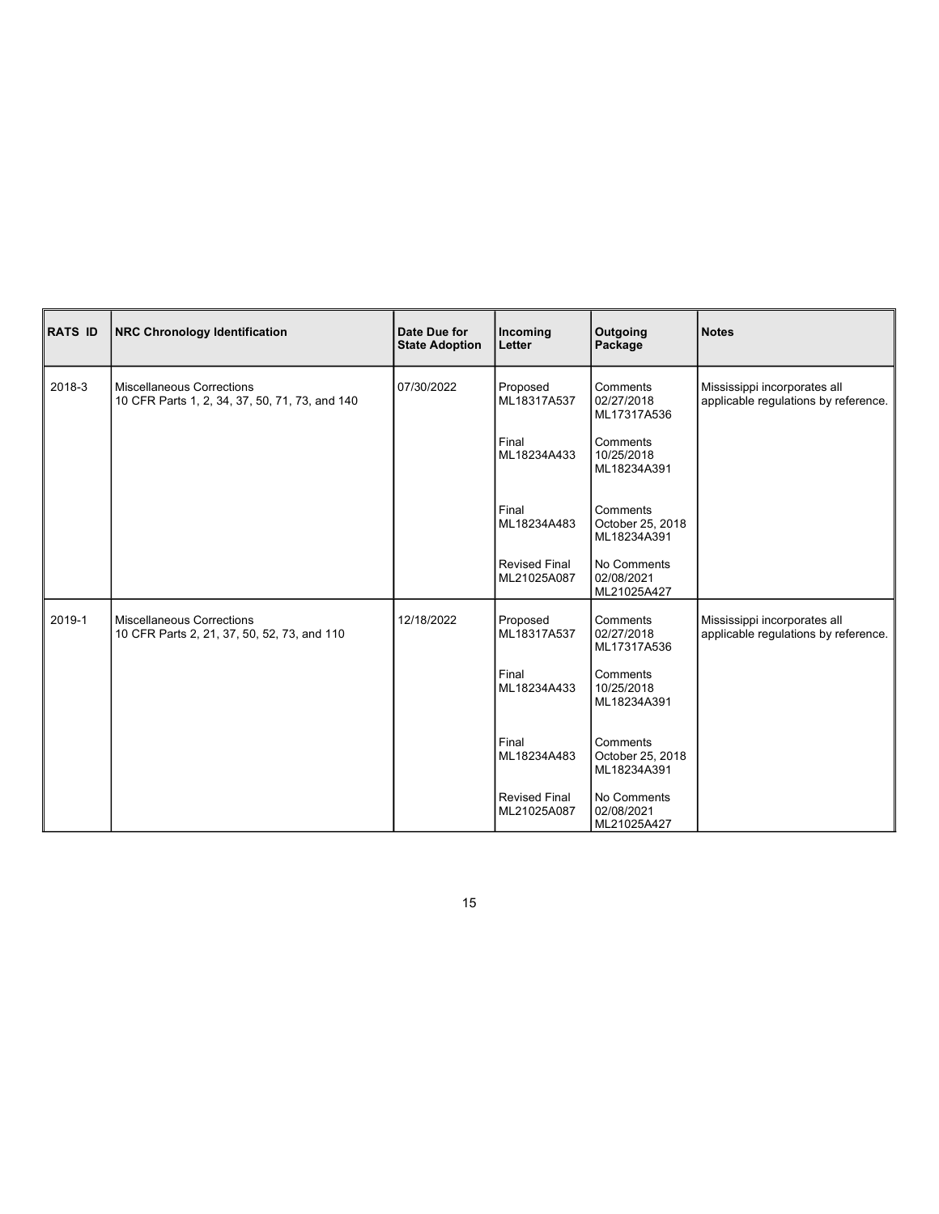| RATS ID | NRC Chronology Identification | Date Due for State Adoption | Incoming Letter | Outgoing Package | Notes |
|---|---|---|---|---|---|
| 2018-3 | Miscellaneous Corrections 10 CFR Parts 1, 2, 34, 37, 50, 71, 73, and 140 | 07/30/2022 | Proposed ML18317A537 | Comments 02/27/2018 ML17317A536 | Mississippi incorporates all applicable regulations by reference. |
| | | | Final ML18234A433 | Comments 10/25/2018 ML18234A391 | |
| | | | Final ML18234A483 | Comments October 25, 2018 ML18234A391 | |
| | | | Revised Final ML21025A087 | No Comments 02/08/2021 ML21025A427 | |
| 2019-1 | Miscellaneous Corrections 10 CFR Parts 2, 21, 37, 50, 52, 73, and 110 | 12/18/2022 | Proposed ML18317A537 | Comments 02/27/2018 ML17317A536 | Mississippi incorporates all applicable regulations by reference. |
| | | | Final ML18234A433 | Comments 10/25/2018 ML18234A391 | |
| | | | Final ML18234A483 | Comments October 25, 2018 ML18234A391 | |
| | | | Revised Final ML21025A087 | No Comments 02/08/2021 ML21025A427 | |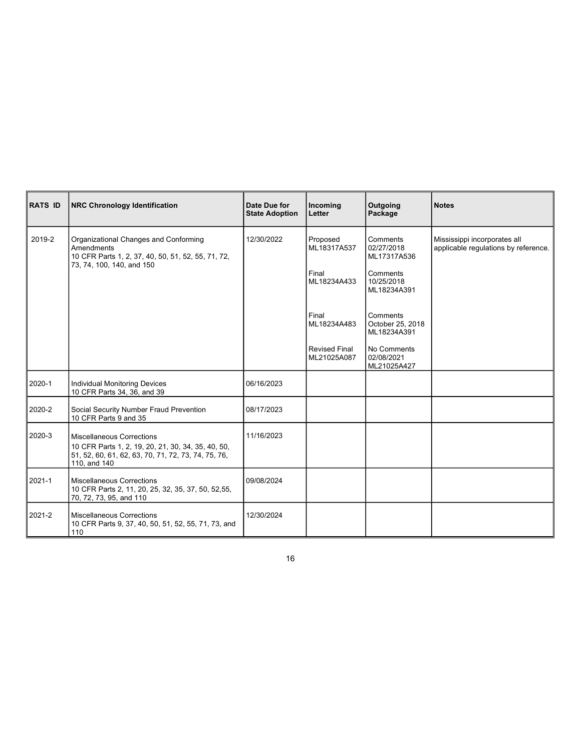| RATS ID | NRC Chronology Identification | Date Due for State Adoption | Incoming Letter | Outgoing Package | Notes |
|---|---|---|---|---|---|
| 2019-2 | Organizational Changes and Conforming Amendments<br>10 CFR Parts 1, 2, 37, 40, 50, 51, 52, 55, 71, 72, 73, 74, 100, 140, and 150 | 12/30/2022 | Proposed<br>ML18317A537<br><br>Final<br>ML18234A433<br><br>Final<br>ML18234A483<br><br>Revised Final<br>ML21025A087 | Comments<br>02/27/2018<br>ML17317A536<br><br>Comments<br>10/25/2018<br>ML18234A391<br><br>Comments<br>October 25, 2018<br>ML18234A391<br><br>No Comments<br>02/08/2021<br>ML21025A427 | Mississippi incorporates all applicable regulations by reference. |
| 2020-1 | Individual Monitoring Devices<br>10 CFR Parts 34, 36, and 39 | 06/16/2023 | | | |
| 2020-2 | Social Security Number Fraud Prevention<br>10 CFR Parts 9 and 35 | 08/17/2023 | | | |
| 2020-3 | Miscellaneous Corrections<br>10 CFR Parts 1, 2, 19, 20, 21, 30, 34, 35, 40, 50, 51, 52, 60, 61, 62, 63, 70, 71, 72, 73, 74, 75, 76, 110, and 140 | 11/16/2023 | | | |
| 2021-1 | Miscellaneous Corrections<br>10 CFR Parts 2, 11, 20, 25, 32, 35, 37, 50, 52,55, 70, 72, 73, 95, and 110 | 09/08/2024 | | | |
| 2021-2 | Miscellaneous Corrections<br>10 CFR Parts 9, 37, 40, 50, 51, 52, 55, 71, 73, and 110 | 12/30/2024 | | | |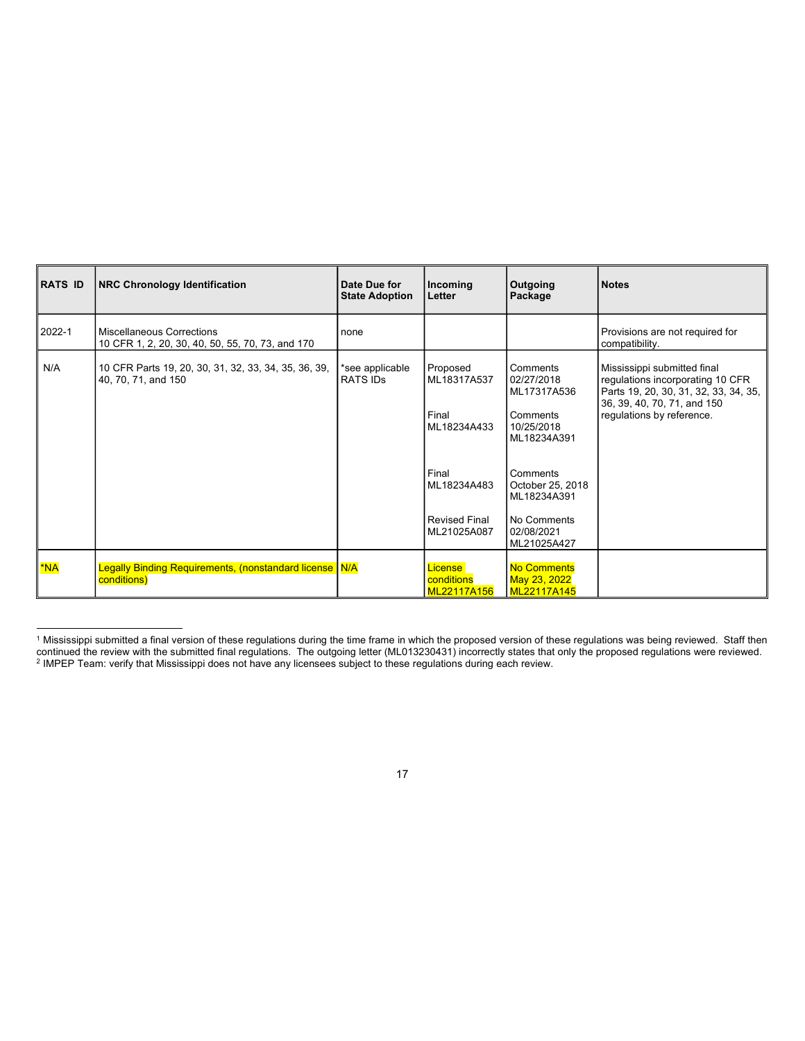| RATS ID | NRC Chronology Identification | Date Due for State Adoption | Incoming Letter | Outgoing Package | Notes |
|---|---|---|---|---|---|
| 2022-1 | Miscellaneous Corrections<br>10 CFR 1, 2, 20, 30, 40, 50, 55, 70, 73, and 170 | none | | | Provisions are not required for compatibility. |
| N/A | 10 CFR Parts 19, 20, 30, 31, 32, 33, 34, 35, 36, 39, 40, 70, 71, and 150 | *see applicable RATS IDs | Proposed<br>ML18317A537<br><br>Final<br>ML18234A433<br><br>Final<br>ML18234A483<br><br>Revised Final<br>ML21025A087 | Comments<br>02/27/2018<br>ML17317A536<br><br>Comments<br>10/25/2018<br>ML18234A391<br><br>Comments<br>October 25, 2018<br>ML18234A391<br><br>No Comments<br>02/08/2021<br>ML21025A427 | Mississippi submitted final regulations incorporating 10 CFR Parts 19, 20, 30, 31, 32, 33, 34, 35, 36, 39, 40, 70, 71, and 150 regulations by reference. |
| *NA | Legally Binding Requirements, (nonstandard license conditions) | N/A | License conditions<br>ML22117A156 | No Comments<br>May 23, 2022<br>ML22117A145 | |

---

[1] Mississippi submitted a final version of these regulations during the time frame in which the proposed version of these regulations was being reviewed. Staff then continued the review with the submitted final regulations. The outgoing letter (ML013230431) incorrectly states that only the proposed regulations were reviewed.
[2] IMPEP Team: verify that Mississippi does not have any licensees subject to these regulations during each review.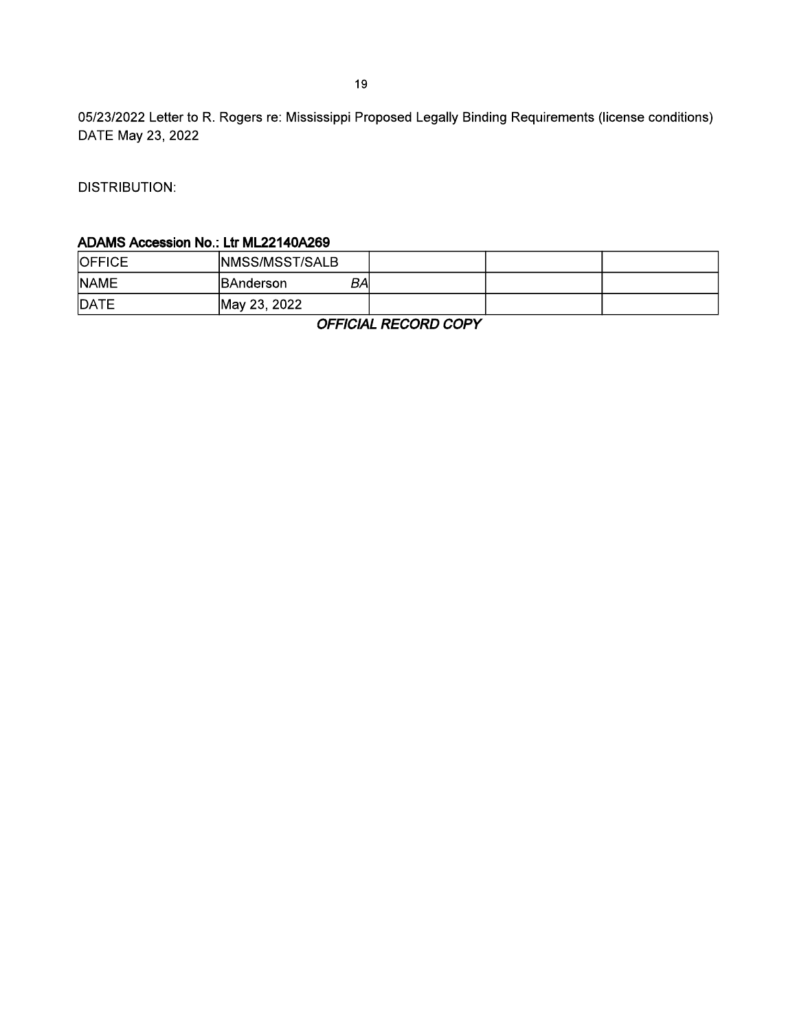05/23/2022 Letter to R. Rogers re: Mississippi Proposed Legally Binding Requirements (license conditions) DATE May 23, 2022

DISTRIBUTION:

**ADAMS Accession No.: Ltr ML22140A269**

| | | | | |
|---|---|---|---|---|
| OFFICE | NMSS/MSST/SALB | | | |
| NAME | BAnderson *BA* | | | |
| DATE | May 23, 2022 | | | |

***OFFICIAL RECORD COPY***